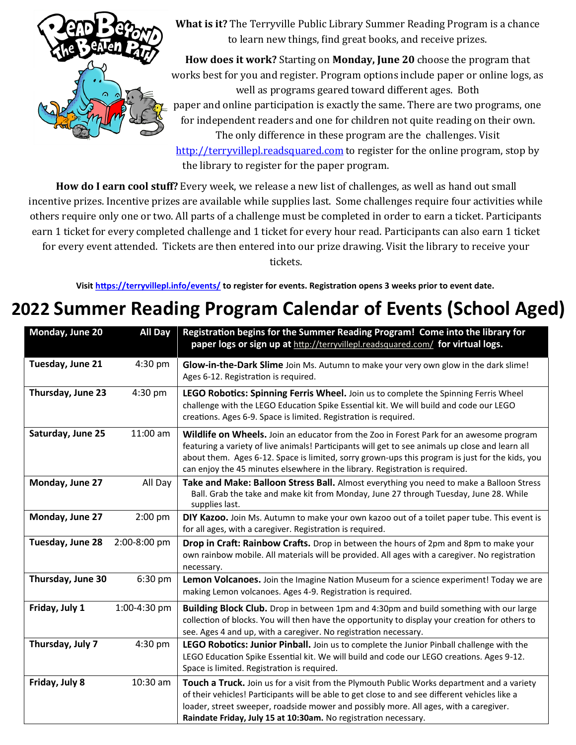**What is it?** The Terryville Public Library Summer Reading Program is a chance to learn new things, find great books, and receive prizes.

**How does it work?** Starting on **Monday, June 20** choose the program that works best for you and register. Program options include paper or online logs, as well as programs geared toward different ages. Both paper and online participation is exactly the same. There are two programs, one for independent readers and one for children not quite reading on their own. The only difference in these program are the challenges. Visit http://terryvillepl.readsquared.com to register for the online program, stop by the library to register for the paper program.

**How do I earn cool stuff?** Every week, we release a new list of challenges, as well as hand out small incentive prizes. Incentive prizes are available while supplies last. Some challenges require four activities while others require only one or two. All parts of a challenge must be completed in order to earn a ticket. Participants earn 1 ticket for every completed challenge and 1 ticket for every hour read. Participants can also earn 1 ticket for every event attended. Tickets are then entered into our prize drawing. Visit the library to receive your tickets.

**Visit https://terryvillepl.info/events/ to register for events. Registration opens 3 weeks prior to event date.**

# 2022 Summer Reading Program Calendar of Events (School Aged)

| Date | Time | Event |
|---|---|---|
| **Monday, June 20** | **All Day** | **Registration begins for the Summer Reading Program! Come into the library for paper logs or sign up at http://terryvillepl.readsquared.com/ for virtual logs.** |
| **Tuesday, June 21** | 4:30 pm | **Glow-in-the-Dark Slime** Join Ms. Autumn to make your very own glow in the dark slime! Ages 6-12. Registration is required. |
| **Thursday, June 23** | 4:30 pm | **LEGO Robotics: Spinning Ferris Wheel.** Join us to complete the Spinning Ferris Wheel challenge with the LEGO Education Spike Essential kit. We will build and code our LEGO creations. Ages 6-9. Space is limited. Registration is required. |
| **Saturday, June 25** | 11:00 am | **Wildlife on Wheels.** Join an educator from the Zoo in Forest Park for an awesome program featuring a variety of live animals! Participants will get to see animals up close and learn all about them. Ages 6-12. Space is limited, sorry grown-ups this program is just for the kids, you can enjoy the 45 minutes elsewhere in the library. Registration is required. |
| **Monday, June 27** | All Day | **Take and Make: Balloon Stress Ball.** Almost everything you need to make a Balloon Stress Ball. Grab the take and make kit from Monday, June 27 through Tuesday, June 28. While supplies last. |
| **Monday, June 27** | 2:00 pm | **DIY Kazoo.** Join Ms. Autumn to make your own kazoo out of a toilet paper tube. This event is for all ages, with a caregiver. Registration is required. |
| **Tuesday, June 28** | 2:00-8:00 pm | **Drop in Craft: Rainbow Crafts.** Drop in between the hours of 2pm and 8pm to make your own rainbow mobile. All materials will be provided. All ages with a caregiver. No registration necessary. |
| **Thursday, June 30** | 6:30 pm | **Lemon Volcanoes.** Join the Imagine Nation Museum for a science experiment! Today we are making Lemon volcanoes. Ages 4-9. Registration is required. |
| **Friday, July 1** | 1:00-4:30 pm | **Building Block Club.** Drop in between 1pm and 4:30pm and build something with our large collection of blocks. You will then have the opportunity to display your creation for others to see. Ages 4 and up, with a caregiver. No registration necessary. |
| **Thursday, July 7** | 4:30 pm | **LEGO Robotics: Junior Pinball.** Join us to complete the Junior Pinball challenge with the LEGO Education Spike Essential kit. We will build and code our LEGO creations. Ages 9-12. Space is limited. Registration is required. |
| **Friday, July 8** | 10:30 am | **Touch a Truck.** Join us for a visit from the Plymouth Public Works department and a variety of their vehicles! Participants will be able to get close to and see different vehicles like a loader, street sweeper, roadside mower and possibly more. All ages, with a caregiver. **Raindate Friday, July 15 at 10:30am.** No registration necessary. |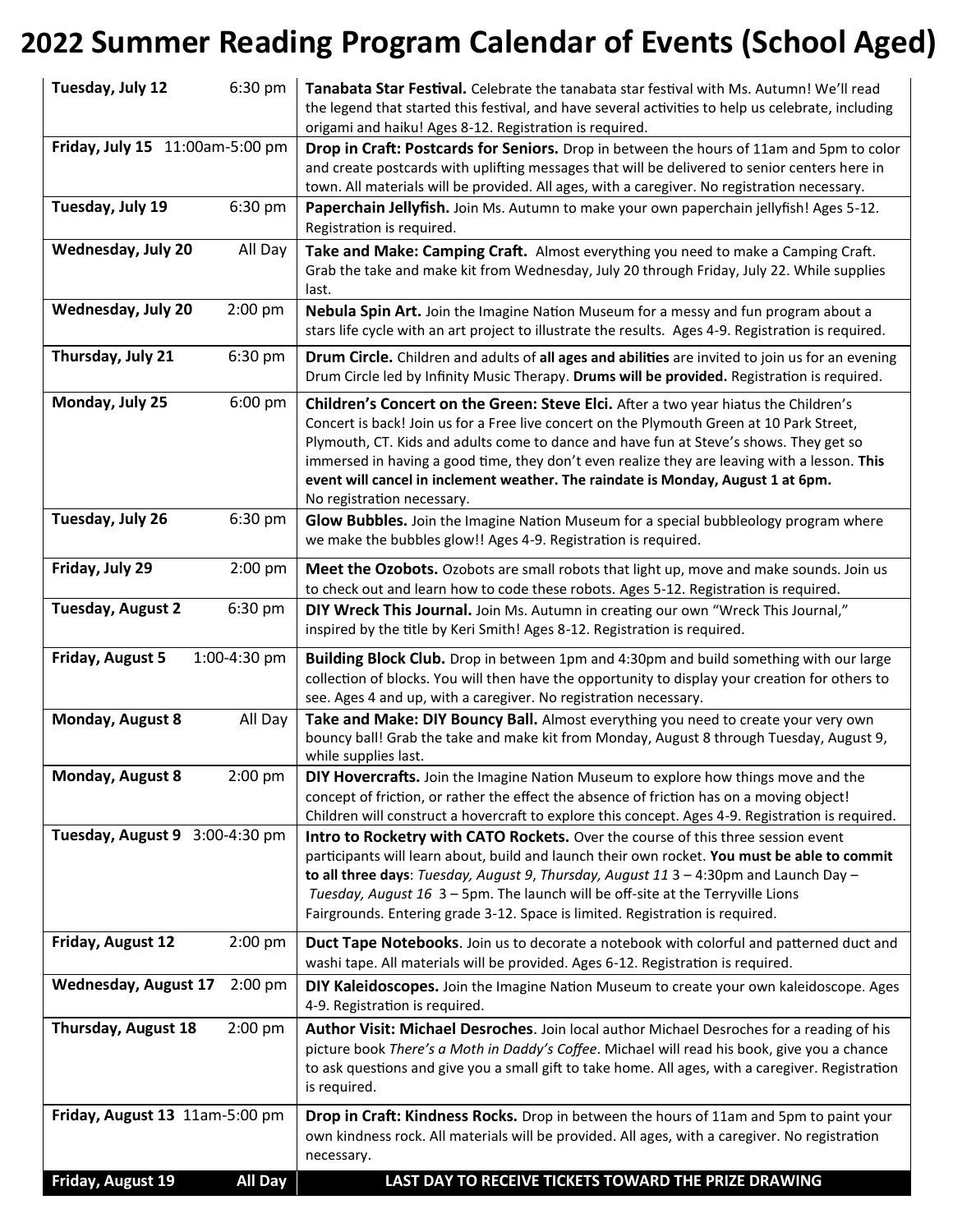# 2022 Summer Reading Program Calendar of Events (School Aged)

| Date | Time | Event |
|---|---|---|
| **Tuesday, July 12** | 6:30 pm | **Tanabata Star Festival.** Celebrate the tanabata star festival with Ms. Autumn! We'll read the legend that started this festival, and have several activities to help us celebrate, including origami and haiku! Ages 8-12. Registration is required. |
| **Friday, July 15** | 11:00am-5:00 pm | **Drop in Craft: Postcards for Seniors.** Drop in between the hours of 11am and 5pm to color and create postcards with uplifting messages that will be delivered to senior centers here in town. All materials will be provided. All ages, with a caregiver. No registration necessary. |
| **Tuesday, July 19** | 6:30 pm | **Paperchain Jellyfish.** Join Ms. Autumn to make your own paperchain jellyfish! Ages 5-12. Registration is required. |
| **Wednesday, July 20** | All Day | **Take and Make: Camping Craft.** Almost everything you need to make a Camping Craft. Grab the take and make kit from Wednesday, July 20 through Friday, July 22. While supplies last. |
| **Wednesday, July 20** | 2:00 pm | **Nebula Spin Art.** Join the Imagine Nation Museum for a messy and fun program about a stars life cycle with an art project to illustrate the results. Ages 4-9. Registration is required. |
| **Thursday, July 21** | 6:30 pm | **Drum Circle.** Children and adults of **all ages and abilities** are invited to join us for an evening Drum Circle led by Infinity Music Therapy. **Drums will be provided.** Registration is required. |
| **Monday, July 25** | 6:00 pm | **Children's Concert on the Green: Steve Elci.** After a two year hiatus the Children's Concert is back! Join us for a Free live concert on the Plymouth Green at 10 Park Street, Plymouth, CT. Kids and adults come to dance and have fun at Steve's shows. They get so immersed in having a good time, they don't even realize they are leaving with a lesson. **This event will cancel in inclement weather. The raindate is Monday, August 1 at 6pm.** No registration necessary. |
| **Tuesday, July 26** | 6:30 pm | **Glow Bubbles.** Join the Imagine Nation Museum for a special bubbleology program where we make the bubbles glow!! Ages 4-9. Registration is required. |
| **Friday, July 29** | 2:00 pm | **Meet the Ozobots.** Ozobots are small robots that light up, move and make sounds. Join us to check out and learn how to code these robots. Ages 5-12. Registration is required. |
| **Tuesday, August 2** | 6:30 pm | **DIY Wreck This Journal.** Join Ms. Autumn in creating our own "Wreck This Journal," inspired by the title by Keri Smith! Ages 8-12. Registration is required. |
| **Friday, August 5** | 1:00-4:30 pm | **Building Block Club.** Drop in between 1pm and 4:30pm and build something with our large collection of blocks. You will then have the opportunity to display your creation for others to see. Ages 4 and up, with a caregiver. No registration necessary. |
| **Monday, August 8** | All Day | **Take and Make: DIY Bouncy Ball.** Almost everything you need to create your very own bouncy ball! Grab the take and make kit from Monday, August 8 through Tuesday, August 9, while supplies last. |
| **Monday, August 8** | 2:00 pm | **DIY Hovercrafts.** Join the Imagine Nation Museum to explore how things move and the concept of friction, or rather the effect the absence of friction has on a moving object! Children will construct a hovercraft to explore this concept. Ages 4-9. Registration is required. |
| **Tuesday, August 9** | 3:00-4:30 pm | **Intro to Rocketry with CATO Rockets.** Over the course of this three session event participants will learn about, build and launch their own rocket. **You must be able to commit to all three days**: *Tuesday, August 9*, *Thursday, August 11* 3 – 4:30pm and Launch Day – *Tuesday, August 16* 3 – 5pm. The launch will be off-site at the Terryville Lions Fairgrounds. Entering grade 3-12. Space is limited. Registration is required. |
| **Friday, August 12** | 2:00 pm | **Duct Tape Notebooks**. Join us to decorate a notebook with colorful and patterned duct and washi tape. All materials will be provided. Ages 6-12. Registration is required. |
| **Wednesday, August 17** | 2:00 pm | **DIY Kaleidoscopes.** Join the Imagine Nation Museum to create your own kaleidoscope. Ages 4-9. Registration is required. |
| **Thursday, August 18** | 2:00 pm | **Author Visit: Michael Desroches**. Join local author Michael Desroches for a reading of his picture book *There's a Moth in Daddy's Coffee*. Michael will read his book, give you a chance to ask questions and give you a small gift to take home. All ages, with a caregiver. Registration is required. |
| **Friday, August 13** | 11am-5:00 pm | **Drop in Craft: Kindness Rocks.** Drop in between the hours of 11am and 5pm to paint your own kindness rock. All materials will be provided. All ages, with a caregiver. No registration necessary. |
| **Friday, August 19** | **All Day** | **LAST DAY TO RECEIVE TICKETS TOWARD THE PRIZE DRAWING** |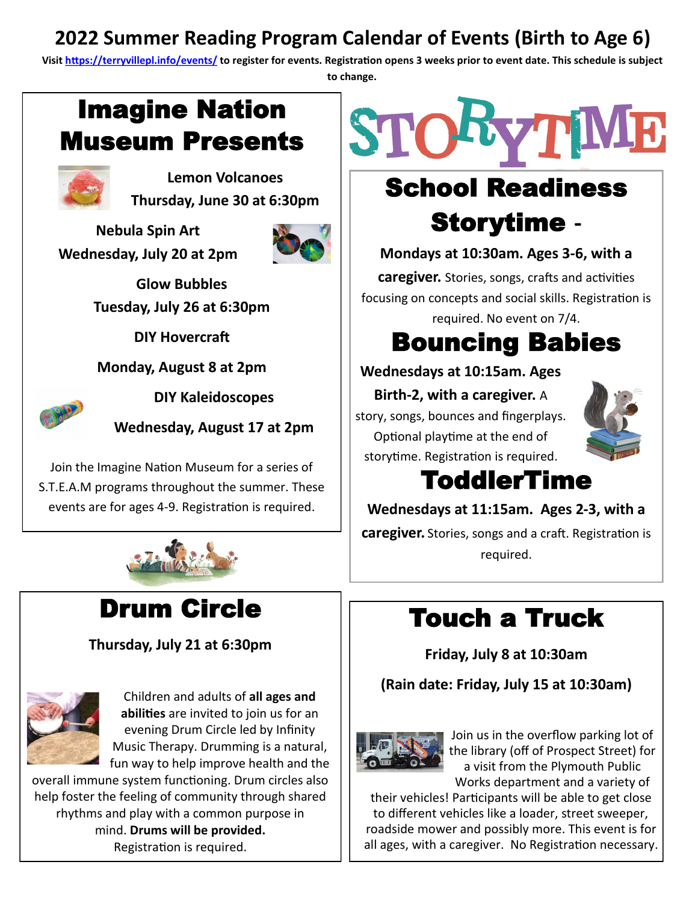# 2022 Summer Reading Program Calendar of Events (Birth to Age 6)

**Visit https://terryvillepl.info/events/ to register for events. Registration opens 3 weeks prior to event date. This schedule is subject to change.**

## Imagine Nation Museum Presents

**Lemon Volcanoes**
**Thursday, June 30 at 6:30pm**

**Nebula Spin Art**
**Wednesday, July 20 at 2pm**

**Glow Bubbles**
**Tuesday, July 26 at 6:30pm**

**DIY Hovercraft**

**Monday, August 8 at 2pm**

**DIY Kaleidoscopes**

**Wednesday, August 17 at 2pm**

Join the Imagine Nation Museum for a series of S.T.E.A.M programs throughout the summer. These events are for ages 4-9. Registration is required.

## Drum Circle

**Thursday, July 21 at 6:30pm**

Children and adults of **all ages and abilities** are invited to join us for an evening Drum Circle led by Infinity Music Therapy. Drumming is a natural, fun way to help improve health and the overall immune system functioning. Drum circles also help foster the feeling of community through shared rhythms and play with a common purpose in mind. **Drums will be provided.** Registration is required.

# STORYTIME

## School Readiness Storytime -

**Mondays at 10:30am. Ages 3-6, with a caregiver.** Stories, songs, crafts and activities focusing on concepts and social skills. Registration is required. No event on 7/4.

## Bouncing Babies

**Wednesdays at 10:15am. Ages Birth-2, with a caregiver.** A story, songs, bounces and fingerplays. Optional playtime at the end of storytime. Registration is required.

## ToddlerTime

**Wednesdays at 11:15am. Ages 2-3, with a caregiver.** Stories, songs and a craft. Registration is required.

## Touch a Truck

**Friday, July 8 at 10:30am**

**(Rain date: Friday, July 15 at 10:30am)**

Join us in the overflow parking lot of the library (off of Prospect Street) for a visit from the Plymouth Public Works department and a variety of their vehicles! Participants will be able to get close to different vehicles like a loader, street sweeper, roadside mower and possibly more. This event is for all ages, with a caregiver. No Registration necessary.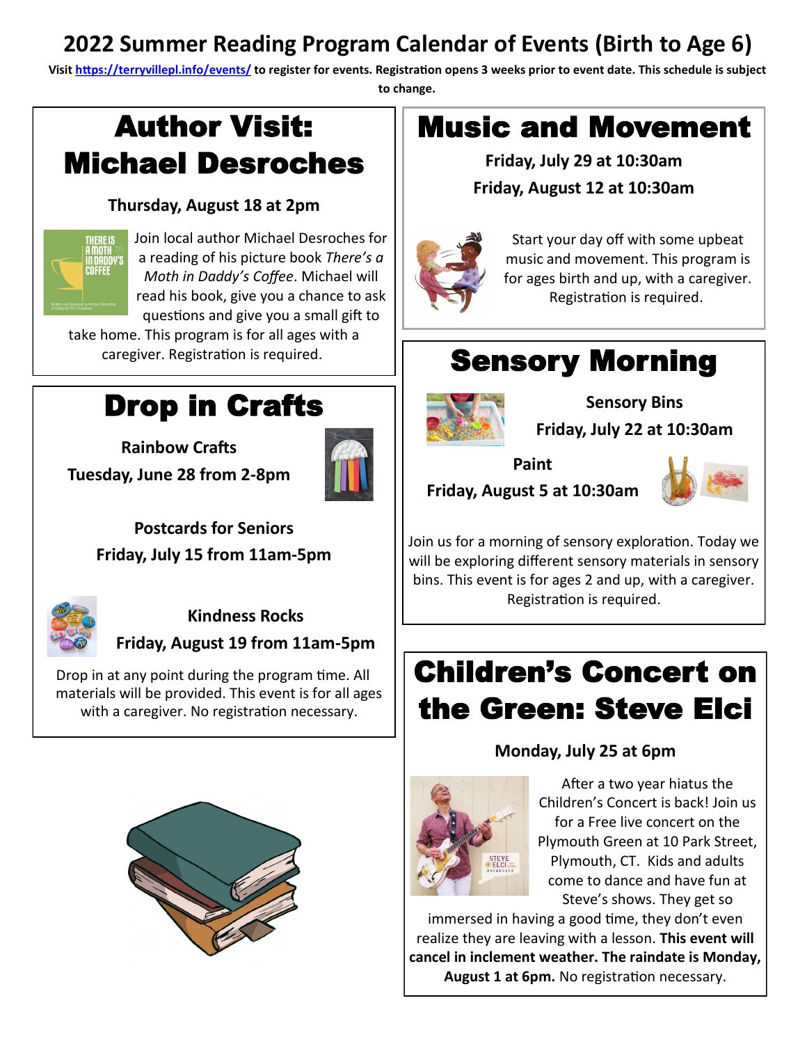# 2022 Summer Reading Program Calendar of Events (Birth to Age 6)

**Visit https://terryvillepl.info/events/ to register for events. Registration opens 3 weeks prior to event date. This schedule is subject to change.**

## Author Visit: Michael Desroches

**Thursday, August 18 at 2pm**

Join local author Michael Desroches for a reading of his picture book *There's a Moth in Daddy's Coffee*. Michael will read his book, give you a chance to ask questions and give you a small gift to take home. This program is for all ages with a caregiver. Registration is required.

## Drop in Crafts

**Rainbow Crafts**
**Tuesday, June 28 from 2-8pm**

**Postcards for Seniors**
**Friday, July 15 from 11am-5pm**

**Kindness Rocks**
**Friday, August 19 from 11am-5pm**

Drop in at any point during the program time. All materials will be provided. This event is for all ages with a caregiver. No registration necessary.

## Music and Movement

**Friday, July 29 at 10:30am**
**Friday, August 12 at 10:30am**

Start your day off with some upbeat music and movement. This program is for ages birth and up, with a caregiver. Registration is required.

## Sensory Morning

**Sensory Bins**
**Friday, July 22 at 10:30am**

**Paint**
**Friday, August 5 at 10:30am**

Join us for a morning of sensory exploration. Today we will be exploring different sensory materials in sensory bins. This event is for ages 2 and up, with a caregiver. Registration is required.

## Children's Concert on the Green: Steve Elci

**Monday, July 25 at 6pm**

After a two year hiatus the Children's Concert is back! Join us for a Free live concert on the Plymouth Green at 10 Park Street, Plymouth, CT. Kids and adults come to dance and have fun at Steve's shows. They get so immersed in having a good time, they don't even realize they are leaving with a lesson. **This event will cancel in inclement weather. The raindate is Monday, August 1 at 6pm.** No registration necessary.